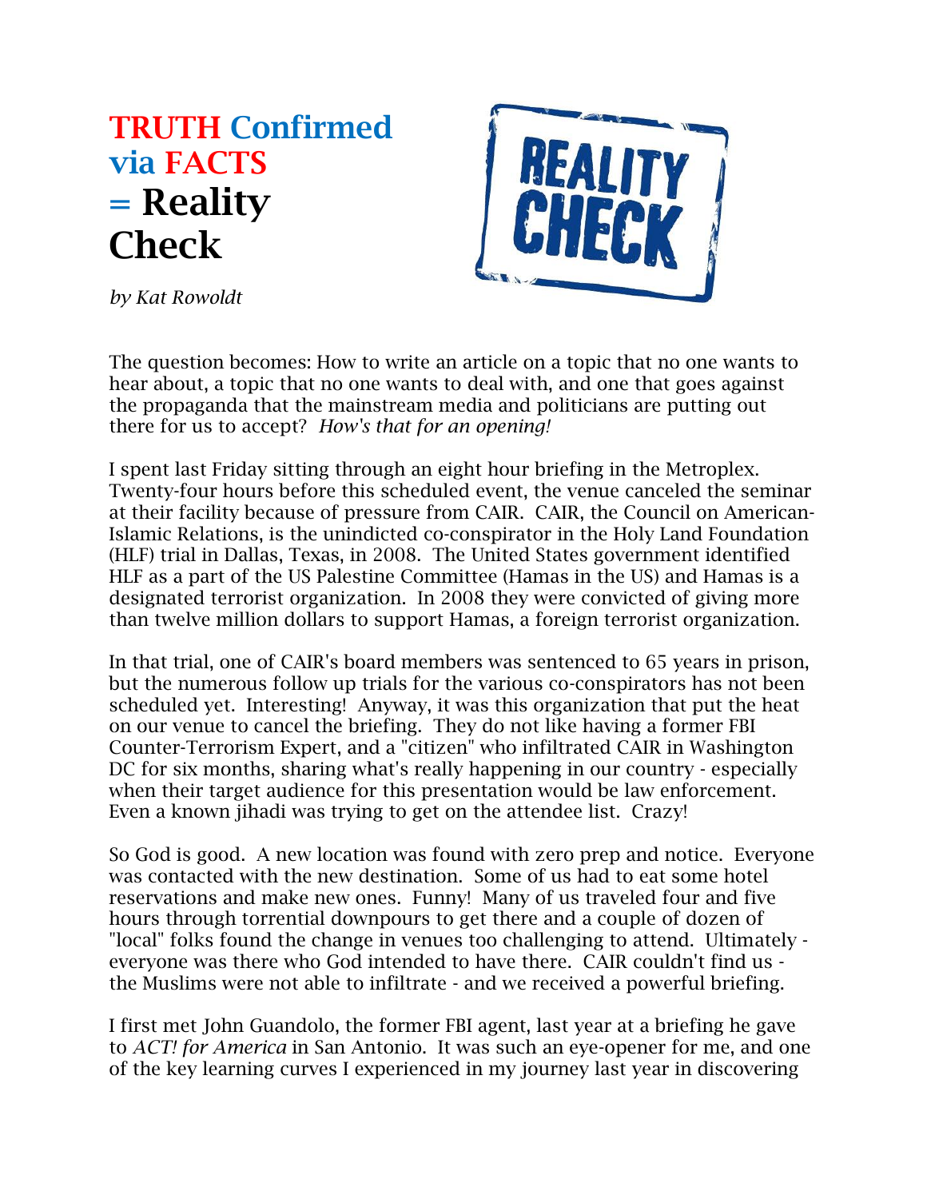# TRUTH Confirmed via FACTS = Reality Check

*by Kat Rowoldt*

REALITY CHECK

The question becomes: How to write an article on a topic that no one wants to hear about, a topic that no one wants to deal with, and one that goes against the propaganda that the mainstream media and politicians are putting out there for us to accept? *How's that for an opening!*

I spent last Friday sitting through an eight hour briefing in the Metroplex. Twenty-four hours before this scheduled event, the venue canceled the seminar at their facility because of pressure from CAIR. CAIR, the Council on American-Islamic Relations, is the unindicted co-conspirator in the Holy Land Foundation (HLF) trial in Dallas, Texas, in 2008. The United States government identified HLF as a part of the US Palestine Committee (Hamas in the US) and Hamas is a designated terrorist organization. In 2008 they were convicted of giving more than twelve million dollars to support Hamas, a foreign terrorist organization.

In that trial, one of CAIR's board members was sentenced to 65 years in prison, but the numerous follow up trials for the various co-conspirators has not been scheduled yet. Interesting! Anyway, it was this organization that put the heat on our venue to cancel the briefing. They do not like having a former FBI Counter-Terrorism Expert, and a "citizen" who infiltrated CAIR in Washington DC for six months, sharing what's really happening in our country - especially when their target audience for this presentation would be law enforcement. Even a known jihadi was trying to get on the attendee list. Crazy!

So God is good. A new location was found with zero prep and notice. Everyone was contacted with the new destination. Some of us had to eat some hotel reservations and make new ones. Funny! Many of us traveled four and five hours through torrential downpours to get there and a couple of dozen of "local" folks found the change in venues too challenging to attend. Ultimately - everyone was there who God intended to have there. CAIR couldn't find us - the Muslims were not able to infiltrate - and we received a powerful briefing.

I first met John Guandolo, the former FBI agent, last year at a briefing he gave to *ACT! for America* in San Antonio. It was such an eye-opener for me, and one of the key learning curves I experienced in my journey last year in discovering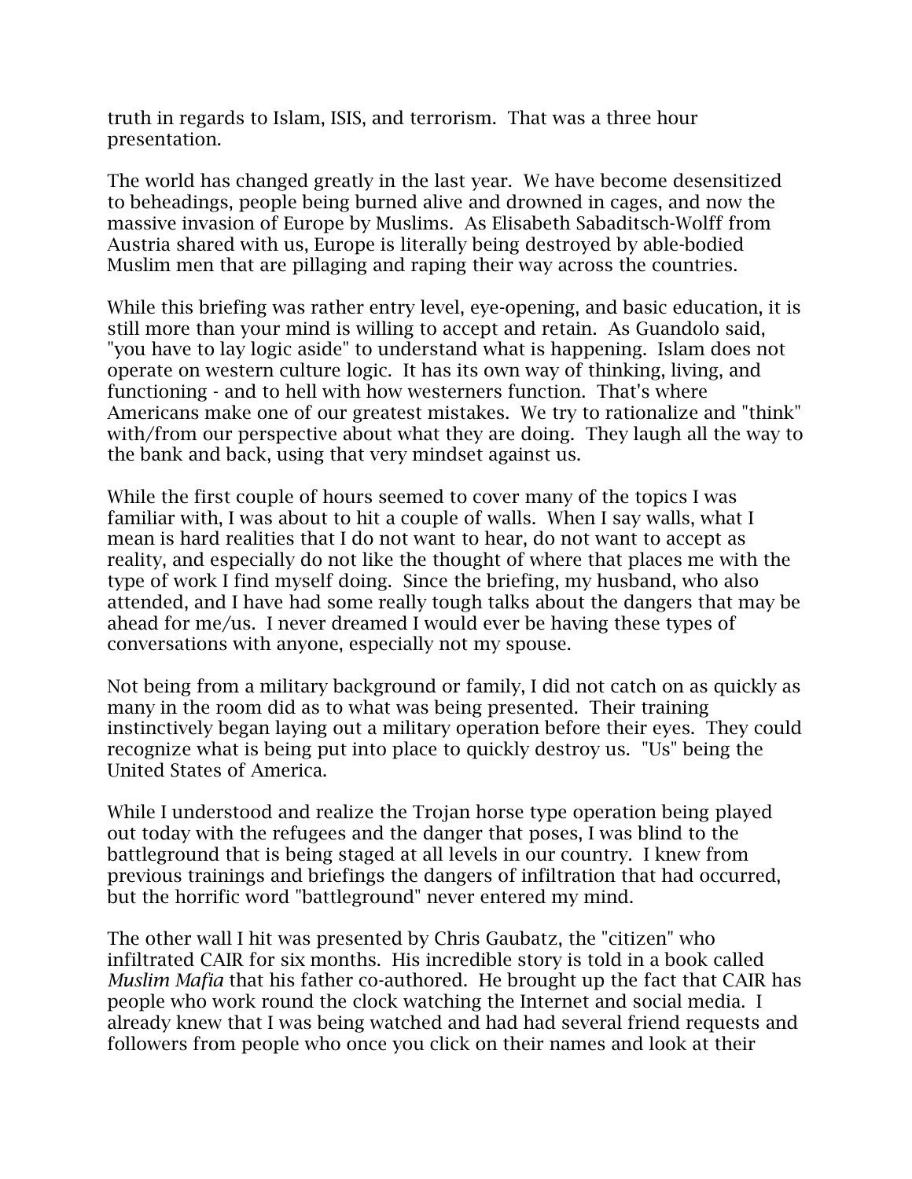truth in regards to Islam, ISIS, and terrorism. That was a three hour presentation.

The world has changed greatly in the last year. We have become desensitized to beheadings, people being burned alive and drowned in cages, and now the massive invasion of Europe by Muslims. As Elisabeth Sabaditsch-Wolff from Austria shared with us, Europe is literally being destroyed by able-bodied Muslim men that are pillaging and raping their way across the countries.

While this briefing was rather entry level, eye-opening, and basic education, it is still more than your mind is willing to accept and retain. As Guandolo said, "you have to lay logic aside" to understand what is happening. Islam does not operate on western culture logic. It has its own way of thinking, living, and functioning - and to hell with how westerners function. That's where Americans make one of our greatest mistakes. We try to rationalize and "think" with/from our perspective about what they are doing. They laugh all the way to the bank and back, using that very mindset against us.

While the first couple of hours seemed to cover many of the topics I was familiar with, I was about to hit a couple of walls. When I say walls, what I mean is hard realities that I do not want to hear, do not want to accept as reality, and especially do not like the thought of where that places me with the type of work I find myself doing. Since the briefing, my husband, who also attended, and I have had some really tough talks about the dangers that may be ahead for me/us. I never dreamed I would ever be having these types of conversations with anyone, especially not my spouse.

Not being from a military background or family, I did not catch on as quickly as many in the room did as to what was being presented. Their training instinctively began laying out a military operation before their eyes. They could recognize what is being put into place to quickly destroy us. "Us" being the United States of America.

While I understood and realize the Trojan horse type operation being played out today with the refugees and the danger that poses, I was blind to the battleground that is being staged at all levels in our country. I knew from previous trainings and briefings the dangers of infiltration that had occurred, but the horrific word "battleground" never entered my mind.

The other wall I hit was presented by Chris Gaubatz, the "citizen" who infiltrated CAIR for six months. His incredible story is told in a book called *Muslim Mafia* that his father co-authored. He brought up the fact that CAIR has people who work round the clock watching the Internet and social media. I already knew that I was being watched and had had several friend requests and followers from people who once you click on their names and look at their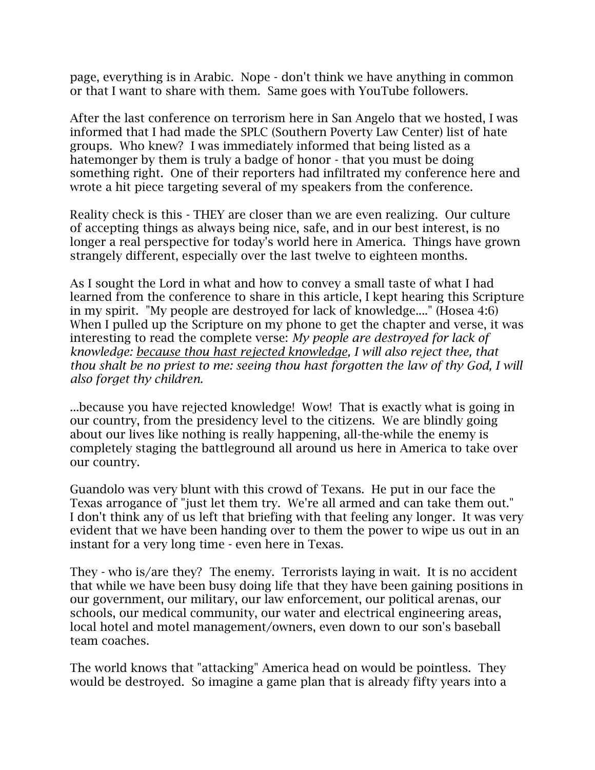page, everything is in Arabic. Nope - don't think we have anything in common or that I want to share with them. Same goes with YouTube followers.

After the last conference on terrorism here in San Angelo that we hosted, I was informed that I had made the SPLC (Southern Poverty Law Center) list of hate groups. Who knew? I was immediately informed that being listed as a hatemonger by them is truly a badge of honor - that you must be doing something right. One of their reporters had infiltrated my conference here and wrote a hit piece targeting several of my speakers from the conference.

Reality check is this - THEY are closer than we are even realizing. Our culture of accepting things as always being nice, safe, and in our best interest, is no longer a real perspective for today's world here in America. Things have grown strangely different, especially over the last twelve to eighteen months.

As I sought the Lord in what and how to convey a small taste of what I had learned from the conference to share in this article, I kept hearing this Scripture in my spirit. "My people are destroyed for lack of knowledge...." (Hosea 4:6) When I pulled up the Scripture on my phone to get the chapter and verse, it was interesting to read the complete verse: *My people are destroyed for lack of knowledge: <u>because thou hast rejected knowledge</u>, I will also reject thee, that thou shalt be no priest to me: seeing thou hast forgotten the law of thy God, I will also forget thy children.*

...because you have rejected knowledge! Wow! That is exactly what is going in our country, from the presidency level to the citizens. We are blindly going about our lives like nothing is really happening, all-the-while the enemy is completely staging the battleground all around us here in America to take over our country.

Guandolo was very blunt with this crowd of Texans. He put in our face the Texas arrogance of "just let them try. We're all armed and can take them out." I don't think any of us left that briefing with that feeling any longer. It was very evident that we have been handing over to them the power to wipe us out in an instant for a very long time - even here in Texas.

They - who is/are they? The enemy. Terrorists laying in wait. It is no accident that while we have been busy doing life that they have been gaining positions in our government, our military, our law enforcement, our political arenas, our schools, our medical community, our water and electrical engineering areas, local hotel and motel management/owners, even down to our son's baseball team coaches.

The world knows that "attacking" America head on would be pointless. They would be destroyed. So imagine a game plan that is already fifty years into a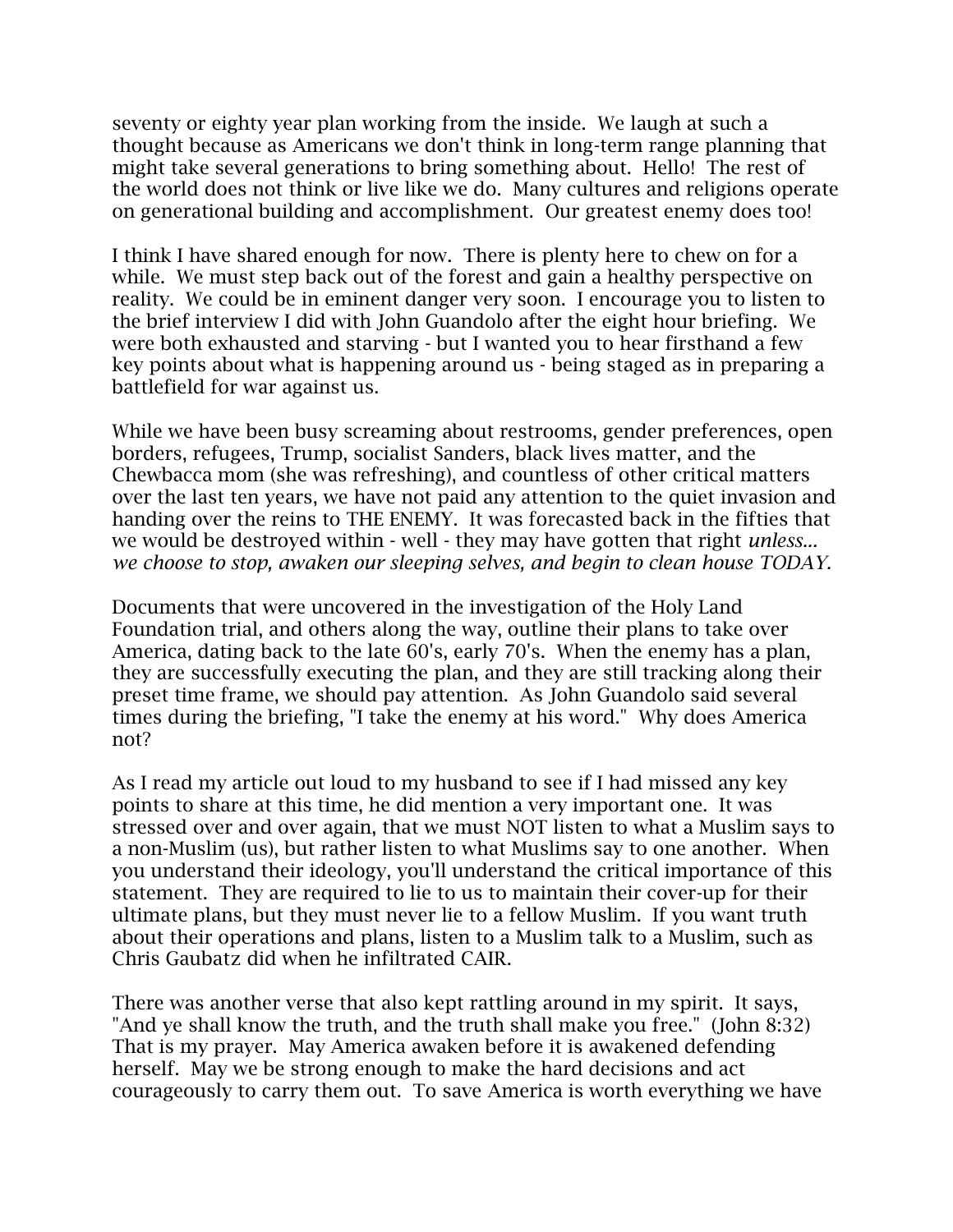seventy or eighty year plan working from the inside. We laugh at such a thought because as Americans we don't think in long-term range planning that might take several generations to bring something about. Hello! The rest of the world does not think or live like we do. Many cultures and religions operate on generational building and accomplishment. Our greatest enemy does too!

I think I have shared enough for now. There is plenty here to chew on for a while. We must step back out of the forest and gain a healthy perspective on reality. We could be in eminent danger very soon. I encourage you to listen to the brief interview I did with John Guandolo after the eight hour briefing. We were both exhausted and starving - but I wanted you to hear firsthand a few key points about what is happening around us - being staged as in preparing a battlefield for war against us.

While we have been busy screaming about restrooms, gender preferences, open borders, refugees, Trump, socialist Sanders, black lives matter, and the Chewbacca mom (she was refreshing), and countless of other critical matters over the last ten years, we have not paid any attention to the quiet invasion and handing over the reins to THE ENEMY. It was forecasted back in the fifties that we would be destroyed within - well - they may have gotten that right *unless... we choose to stop, awaken our sleeping selves, and begin to clean house TODAY.*

Documents that were uncovered in the investigation of the Holy Land Foundation trial, and others along the way, outline their plans to take over America, dating back to the late 60's, early 70's. When the enemy has a plan, they are successfully executing the plan, and they are still tracking along their preset time frame, we should pay attention. As John Guandolo said several times during the briefing, "I take the enemy at his word." Why does America not?

As I read my article out loud to my husband to see if I had missed any key points to share at this time, he did mention a very important one. It was stressed over and over again, that we must NOT listen to what a Muslim says to a non-Muslim (us), but rather listen to what Muslims say to one another. When you understand their ideology, you'll understand the critical importance of this statement. They are required to lie to us to maintain their cover-up for their ultimate plans, but they must never lie to a fellow Muslim. If you want truth about their operations and plans, listen to a Muslim talk to a Muslim, such as Chris Gaubatz did when he infiltrated CAIR.

There was another verse that also kept rattling around in my spirit. It says, "And ye shall know the truth, and the truth shall make you free." (John 8:32) That is my prayer. May America awaken before it is awakened defending herself. May we be strong enough to make the hard decisions and act courageously to carry them out. To save America is worth everything we have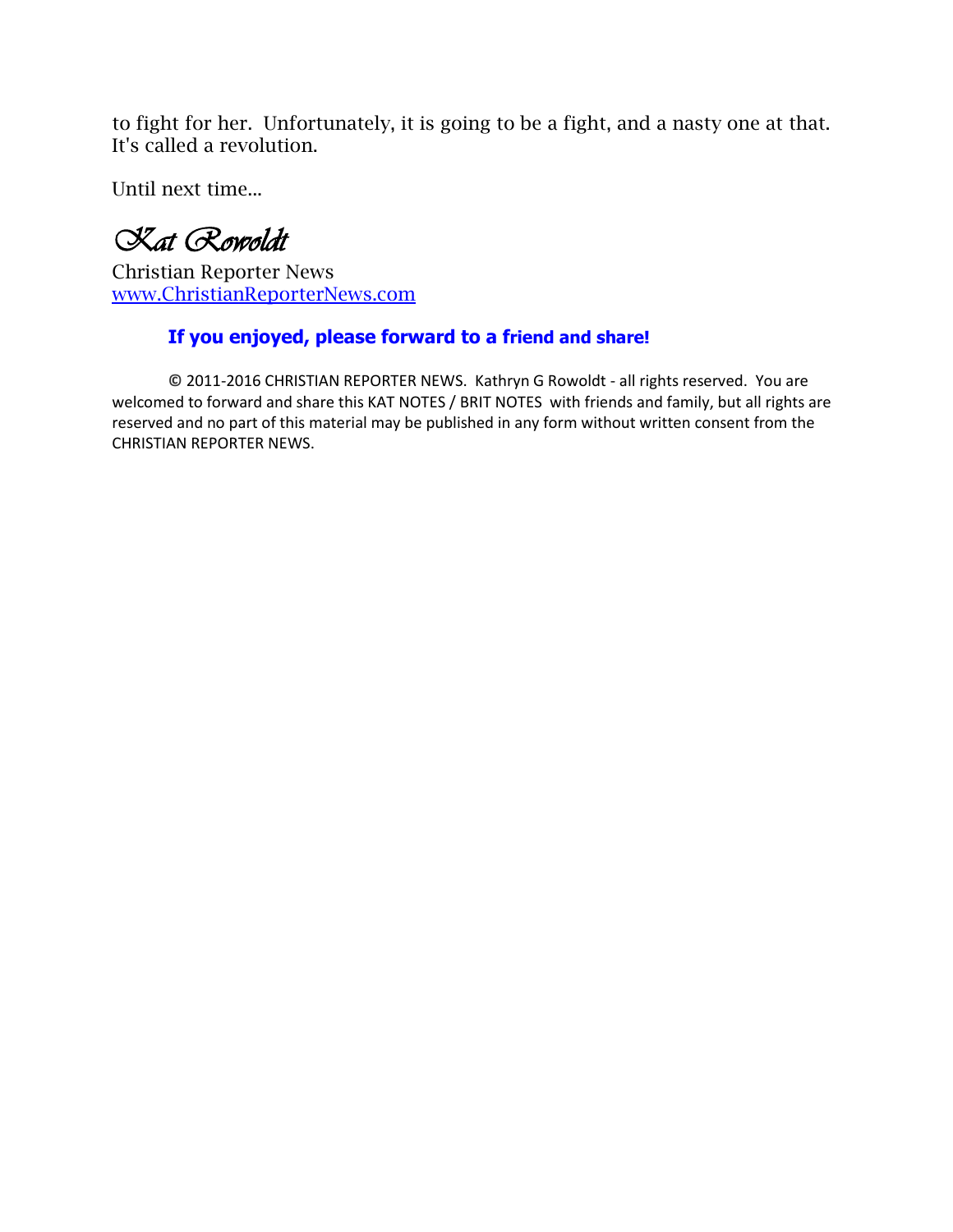to fight for her. Unfortunately, it is going to be a fight, and a nasty one at that. It's called a revolution.

Until next time...

*Kat Rowoldt*

Christian Reporter News
www.ChristianReporterNews.com

**If you enjoyed, please forward to a friend and share!**

© 2011-2016 CHRISTIAN REPORTER NEWS. Kathryn G Rowoldt - all rights reserved. You are welcomed to forward and share this KAT NOTES / BRIT NOTES with friends and family, but all rights are reserved and no part of this material may be published in any form without written consent from the CHRISTIAN REPORTER NEWS.